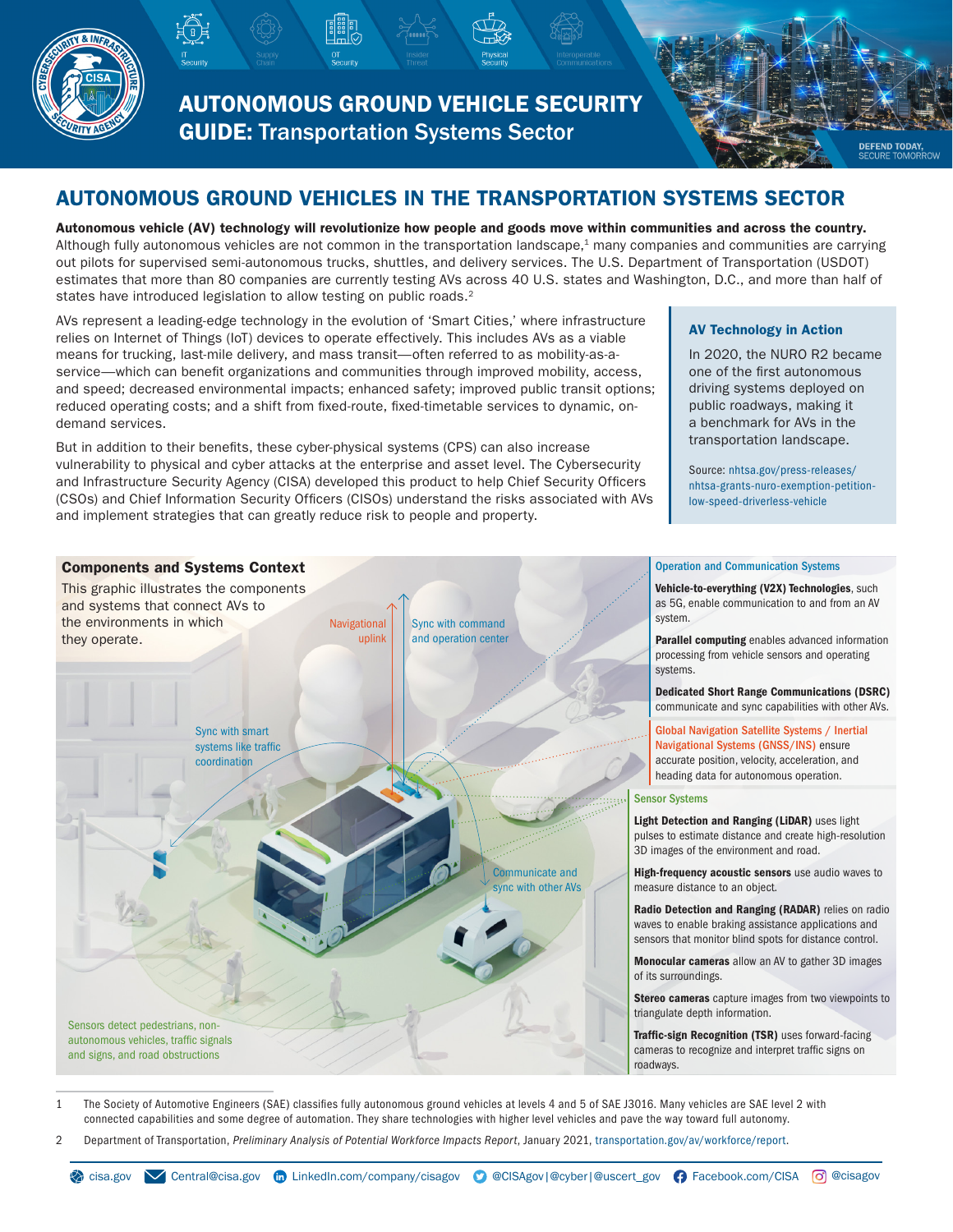# AUTONOMOUS GROUND VEHICLE SECURITY GUIDE: Transportation Systems Sector

## AUTONOMOUS GROUND VEHICLES IN THE TRANSPORTATION SYSTEMS SECTOR

**Autonomous vehicle (AV) technology will revolutionize how people and goods move within communities and across the country.** Although fully autonomous vehicles are not common in the transportation landscape,[1] many companies and communities are carrying out pilots for supervised semi-autonomous trucks, shuttles, and delivery services. The U.S. Department of Transportation (USDOT) estimates that more than 80 companies are currently testing AVs across 40 U.S. states and Washington, D.C., and more than half of states have introduced legislation to allow testing on public roads.[2]

AVs represent a leading-edge technology in the evolution of 'Smart Cities,' where infrastructure relies on Internet of Things (IoT) devices to operate effectively. This includes AVs as a viable means for trucking, last-mile delivery, and mass transit—often referred to as mobility-as-a-service—which can benefit organizations and communities through improved mobility, access, and speed; decreased environmental impacts; enhanced safety; improved public transit options; reduced operating costs; and a shift from fixed-route, fixed-timetable services to dynamic, on-demand services.

But in addition to their benefits, these cyber-physical systems (CPS) can also increase vulnerability to physical and cyber attacks at the enterprise and asset level. The Cybersecurity and Infrastructure Security Agency (CISA) developed this product to help Chief Security Officers (CSOs) and Chief Information Security Officers (CISOs) understand the risks associated with AVs and implement strategies that can greatly reduce risk to people and property.

### AV Technology in Action

In 2020, the NURO R2 became one of the first autonomous driving systems deployed on public roadways, making it a benchmark for AVs in the transportation landscape.

Source: nhtsa.gov/press-releases/nhtsa-grants-nuro-exemption-petition-low-speed-driverless-vehicle

### Components and Systems Context

This graphic illustrates the components and systems that connect AVs to the environments in which they operate.

Navigational uplink

Sync with command and operation center

Sync with smart systems like traffic coordination

Communicate and sync with other AVs

Sensors detect pedestrians, non-autonomous vehicles, traffic signals and signs, and road obstructions

#### Operation and Communication Systems

**Vehicle-to-everything (V2X) Technologies**, such as 5G, enable communication to and from an AV system.

**Parallel computing** enables advanced information processing from vehicle sensors and operating systems.

**Dedicated Short Range Communications (DSRC)** communicate and sync capabilities with other AVs.

Global Navigation Satellite Systems / Inertial Navigational Systems (GNSS/INS) ensure accurate position, velocity, acceleration, and heading data for autonomous operation.

#### Sensor Systems

**Light Detection and Ranging (LiDAR)** uses light pulses to estimate distance and create high-resolution 3D images of the environment and road.

**High-frequency acoustic sensors** use audio waves to measure distance to an object.

**Radio Detection and Ranging (RADAR)** relies on radio waves to enable braking assistance applications and sensors that monitor blind spots for distance control.

**Monocular cameras** allow an AV to gather 3D images of its surroundings.

**Stereo cameras** capture images from two viewpoints to triangulate depth information.

**Traffic-sign Recognition (TSR)** uses forward-facing cameras to recognize and interpret traffic signs on roadways.

---

1 The Society of Automotive Engineers (SAE) classifies fully autonomous ground vehicles at levels 4 and 5 of SAE J3016. Many vehicles are SAE level 2 with connected capabilities and some degree of automation. They share technologies with higher level vehicles and pave the way toward full autonomy.

2 Department of Transportation, *Preliminary Analysis of Potential Workforce Impacts Report*, January 2021, transportation.gov/av/workforce/report.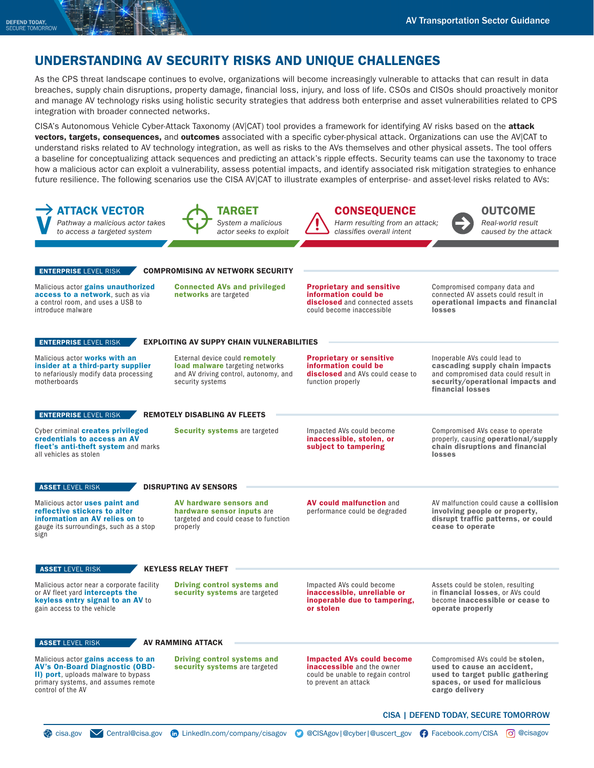## UNDERSTANDING AV SECURITY RISKS AND UNIQUE CHALLENGES

As the CPS threat landscape continues to evolve, organizations will become increasingly vulnerable to attacks that can result in data breaches, supply chain disruptions, property damage, financial loss, injury, and loss of life. CSOs and CISOs should proactively monitor and manage AV technology risks using holistic security strategies that address both enterprise and asset vulnerabilities related to CPS integration with broader connected networks.

CISA's Autonomous Vehicle Cyber-Attack Taxonomy (AV|CAT) tool provides a framework for identifying AV risks based on the **attack vectors, targets, consequences,** and **outcomes** associated with a specific cyber-physical attack. Organizations can use the AV|CAT to understand risks related to AV technology integration, as well as risks to the AVs themselves and other physical assets. The tool offers a baseline for conceptualizing attack sequences and predicting an attack's ripple effects. Security teams can use the taxonomy to trace how a malicious actor can exploit a vulnerability, assess potential impacts, and identify associated risk mitigation strategies to enhance future resilience. The following scenarios use the CISA AV|CAT to illustrate examples of enterprise- and asset-level risks related to AVs:

| ATTACK VECTOR<br>*Pathway a malicious actor takes to access a targeted system* | TARGET<br>*System a malicious actor seeks to exploit* | CONSEQUENCE<br>*Harm resulting from an attack; classifies overall intent* | OUTCOME<br>*Real-world result caused by the attack* |
|---|---|---|---|
| **ENTERPRISE LEVEL RISK — COMPROMISING AV NETWORK SECURITY** | | | |
| Malicious actor **gains unauthorized access to a network**, such as via a control room, and uses a USB to introduce malware | **Connected AVs and privileged networks** are targeted | **Proprietary and sensitive information could be disclosed** and connected assets could become inaccessible | Compromised company data and connected AV assets could result in **operational impacts and financial losses** |
| **ENTERPRISE LEVEL RISK — EXPLOITING AV SUPPY CHAIN VULNERABILITIES** | | | |
| Malicious actor **works with an insider at a third-party supplier** to nefariously modify data processing motherboards | External device could **remotely load malware** targeting networks and AV driving control, autonomy, and security systems | **Proprietary or sensitive information could be disclosed** and AVs could cease to function properly | Inoperable AVs could lead to **cascading supply chain impacts** and compromised data could result in **security/operational impacts and financial losses** |
| **ENTERPRISE LEVEL RISK — REMOTELY DISABLING AV FLEETS** | | | |
| Cyber criminal **creates privileged credentials to access an AV fleet's anti-theft system** and marks all vehicles as stolen | **Security systems** are targeted | Impacted AVs could become **inaccessible, stolen, or subject to tampering** | Compromised AVs cease to operate properly, causing **operational/supply chain disruptions and financial losses** |
| **ASSET LEVEL RISK — DISRUPTING AV SENSORS** | | | |
| Malicious actor **uses paint and reflective stickers to alter information an AV relies on** to gauge its surroundings, such as a stop sign | **AV hardware sensors and hardware sensor inputs** are targeted and could cease to function properly | **AV could malfunction** and performance could be degraded | AV malfunction could cause **a collision involving people or property, disrupt traffic patterns, or could cease to operate** |
| **ASSET LEVEL RISK — KEYLESS RELAY THEFT** | | | |
| Malicious actor near a corporate facility or AV fleet yard **intercepts the keyless entry signal to an AV** to gain access to the vehicle | **Driving control systems and security systems** are targeted | Impacted AVs could become **inaccessible, unreliable or inoperable due to tampering, or stolen** | Assets could be stolen, resulting in **financial losses**, or AVs could become **inaccessible or cease to operate properly** |
| **ASSET LEVEL RISK — AV RAMMING ATTACK** | | | |
| Malicious actor **gains access to an AV's On-Board Diagnostic (OBD-II) port**, uploads malware to bypass primary systems, and assumes remote control of the AV | **Driving control systems and security systems** are targeted | **Impacted AVs could become inaccessible** and the owner could be unable to regain control to prevent an attack | Compromised AVs could be **stolen, used to cause an accident, used to target public gathering spaces, or used for malicious cargo delivery** |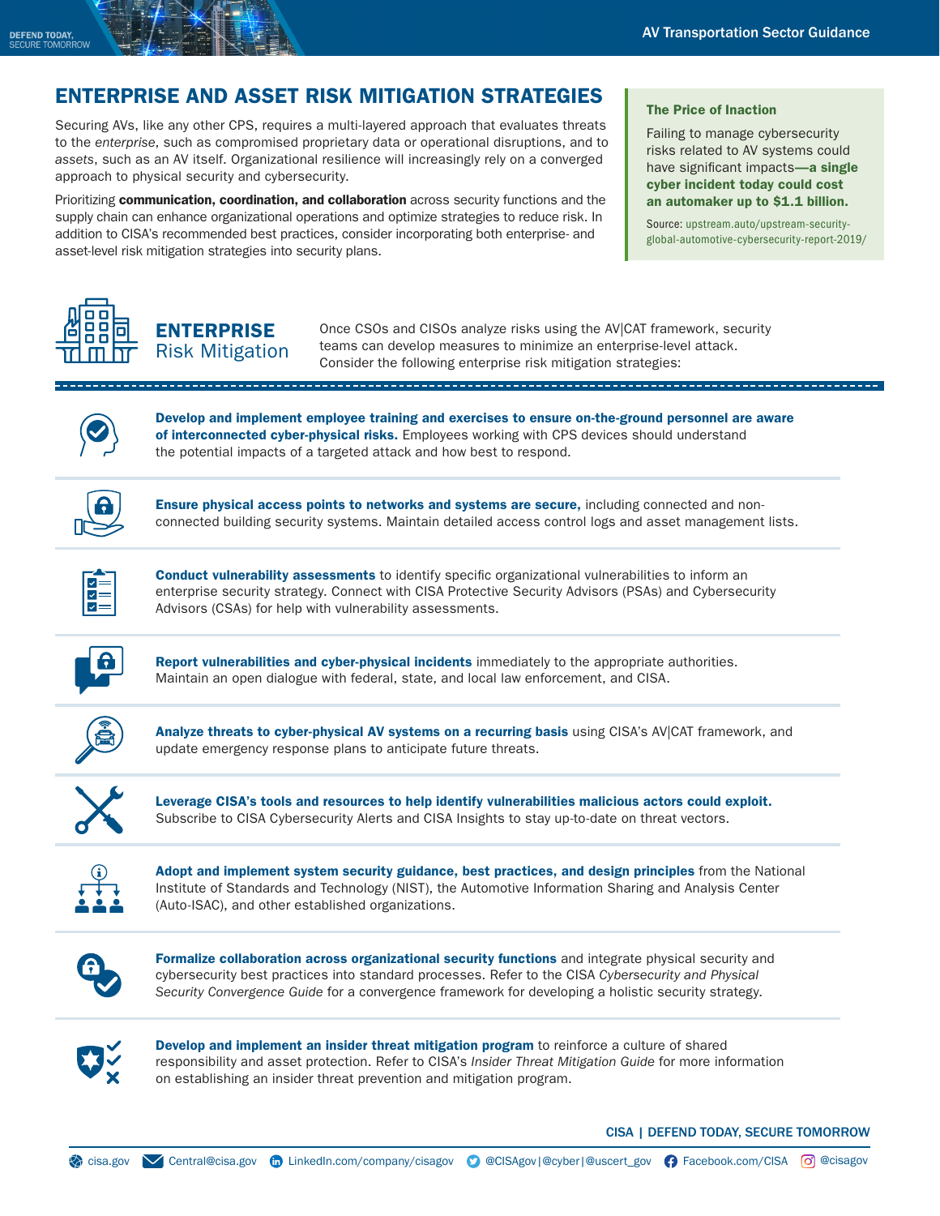## ENTERPRISE AND ASSET RISK MITIGATION STRATEGIES

Securing AVs, like any other CPS, requires a multi-layered approach that evaluates threats to the *enterprise*, such as compromised proprietary data or operational disruptions, and to *assets*, such as an AV itself. Organizational resilience will increasingly rely on a converged approach to physical security and cybersecurity.

Prioritizing **communication, coordination, and collaboration** across security functions and the supply chain can enhance organizational operations and optimize strategies to reduce risk. In addition to CISA's recommended best practices, consider incorporating both enterprise- and asset-level risk mitigation strategies into security plans.

> **The Price of Inaction**
>
> Failing to manage cybersecurity risks related to AV systems could have significant impacts—**a single cyber incident today could cost an automaker up to $1.1 billion.**
>
> Source: upstream.auto/upstream-security-global-automotive-cybersecurity-report-2019/

### ENTERPRISE Risk Mitigation

Once CSOs and CISOs analyze risks using the AV|CAT framework, security teams can develop measures to minimize an enterprise-level attack. Consider the following enterprise risk mitigation strategies:

- **Develop and implement employee training and exercises to ensure on-the-ground personnel are aware of interconnected cyber-physical risks.** Employees working with CPS devices should understand the potential impacts of a targeted attack and how best to respond.

- **Ensure physical access points to networks and systems are secure,** including connected and non-connected building security systems. Maintain detailed access control logs and asset management lists.

- **Conduct vulnerability assessments** to identify specific organizational vulnerabilities to inform an enterprise security strategy. Connect with CISA Protective Security Advisors (PSAs) and Cybersecurity Advisors (CSAs) for help with vulnerability assessments.

- **Report vulnerabilities and cyber-physical incidents** immediately to the appropriate authorities. Maintain an open dialogue with federal, state, and local law enforcement, and CISA.

- **Analyze threats to cyber-physical AV systems on a recurring basis** using CISA's AV|CAT framework, and update emergency response plans to anticipate future threats.

- **Leverage CISA's tools and resources to help identify vulnerabilities malicious actors could exploit.** Subscribe to CISA Cybersecurity Alerts and CISA Insights to stay up-to-date on threat vectors.

- **Adopt and implement system security guidance, best practices, and design principles** from the National Institute of Standards and Technology (NIST), the Automotive Information Sharing and Analysis Center (Auto-ISAC), and other established organizations.

- **Formalize collaboration across organizational security functions** and integrate physical security and cybersecurity best practices into standard processes. Refer to the CISA *Cybersecurity and Physical Security Convergence Guide* for a convergence framework for developing a holistic security strategy.

- **Develop and implement an insider threat mitigation program** to reinforce a culture of shared responsibility and asset protection. Refer to CISA's *Insider Threat Mitigation Guide* for more information on establishing an insider threat prevention and mitigation program.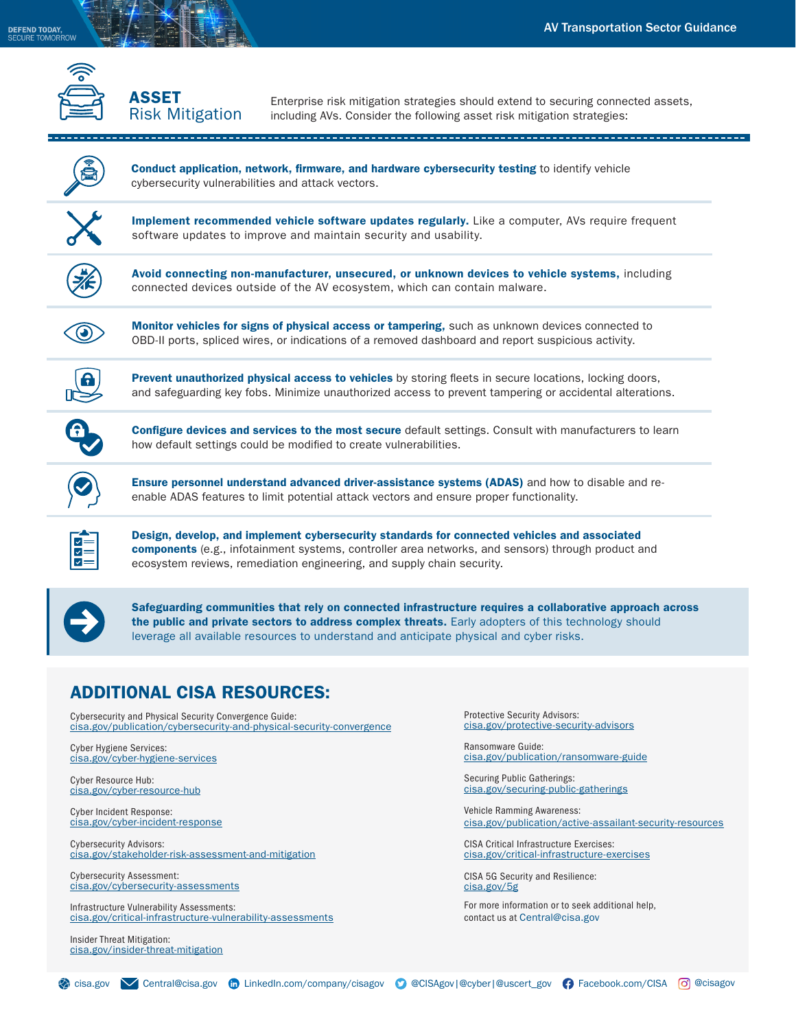## ASSET Risk Mitigation

Enterprise risk mitigation strategies should extend to securing connected assets, including AVs. Consider the following asset risk mitigation strategies:

- **Conduct application, network, firmware, and hardware cybersecurity testing** to identify vehicle cybersecurity vulnerabilities and attack vectors.
- **Implement recommended vehicle software updates regularly.** Like a computer, AVs require frequent software updates to improve and maintain security and usability.
- **Avoid connecting non-manufacturer, unsecured, or unknown devices to vehicle systems,** including connected devices outside of the AV ecosystem, which can contain malware.
- **Monitor vehicles for signs of physical access or tampering,** such as unknown devices connected to OBD-II ports, spliced wires, or indications of a removed dashboard and report suspicious activity.
- **Prevent unauthorized physical access to vehicles** by storing fleets in secure locations, locking doors, and safeguarding key fobs. Minimize unauthorized access to prevent tampering or accidental alterations.
- **Configure devices and services to the most secure** default settings. Consult with manufacturers to learn how default settings could be modified to create vulnerabilities.
- **Ensure personnel understand advanced driver-assistance systems (ADAS)** and how to disable and re-enable ADAS features to limit potential attack vectors and ensure proper functionality.
- **Design, develop, and implement cybersecurity standards for connected vehicles and associated components** (e.g., infotainment systems, controller area networks, and sensors) through product and ecosystem reviews, remediation engineering, and supply chain security.

**Safeguarding communities that rely on connected infrastructure requires a collaborative approach across the public and private sectors to address complex threats.** Early adopters of this technology should leverage all available resources to understand and anticipate physical and cyber risks.

## ADDITIONAL CISA RESOURCES:

Cybersecurity and Physical Security Convergence Guide:
cisa.gov/publication/cybersecurity-and-physical-security-convergence

Cyber Hygiene Services:
cisa.gov/cyber-hygiene-services

Cyber Resource Hub:
cisa.gov/cyber-resource-hub

Cyber Incident Response:
cisa.gov/cyber-incident-response

Cybersecurity Advisors:
cisa.gov/stakeholder-risk-assessment-and-mitigation

Cybersecurity Assessment:
cisa.gov/cybersecurity-assessments

Infrastructure Vulnerability Assessments:
cisa.gov/critical-infrastructure-vulnerability-assessments

Insider Threat Mitigation:
cisa.gov/insider-threat-mitigation

Protective Security Advisors:
cisa.gov/protective-security-advisors

Ransomware Guide:
cisa.gov/publication/ransomware-guide

Securing Public Gatherings:
cisa.gov/securing-public-gatherings

Vehicle Ramming Awareness:
cisa.gov/publication/active-assailant-security-resources

CISA Critical Infrastructure Exercises:
cisa.gov/critical-infrastructure-exercises

CISA 5G Security and Resilience:
cisa.gov/5g

For more information or to seek additional help, contact us at Central@cisa.gov

cisa.gov | Central@cisa.gov | LinkedIn.com/company/cisagov | @CISAgov|@cyber|@uscert_gov | Facebook.com/CISA | @cisagov